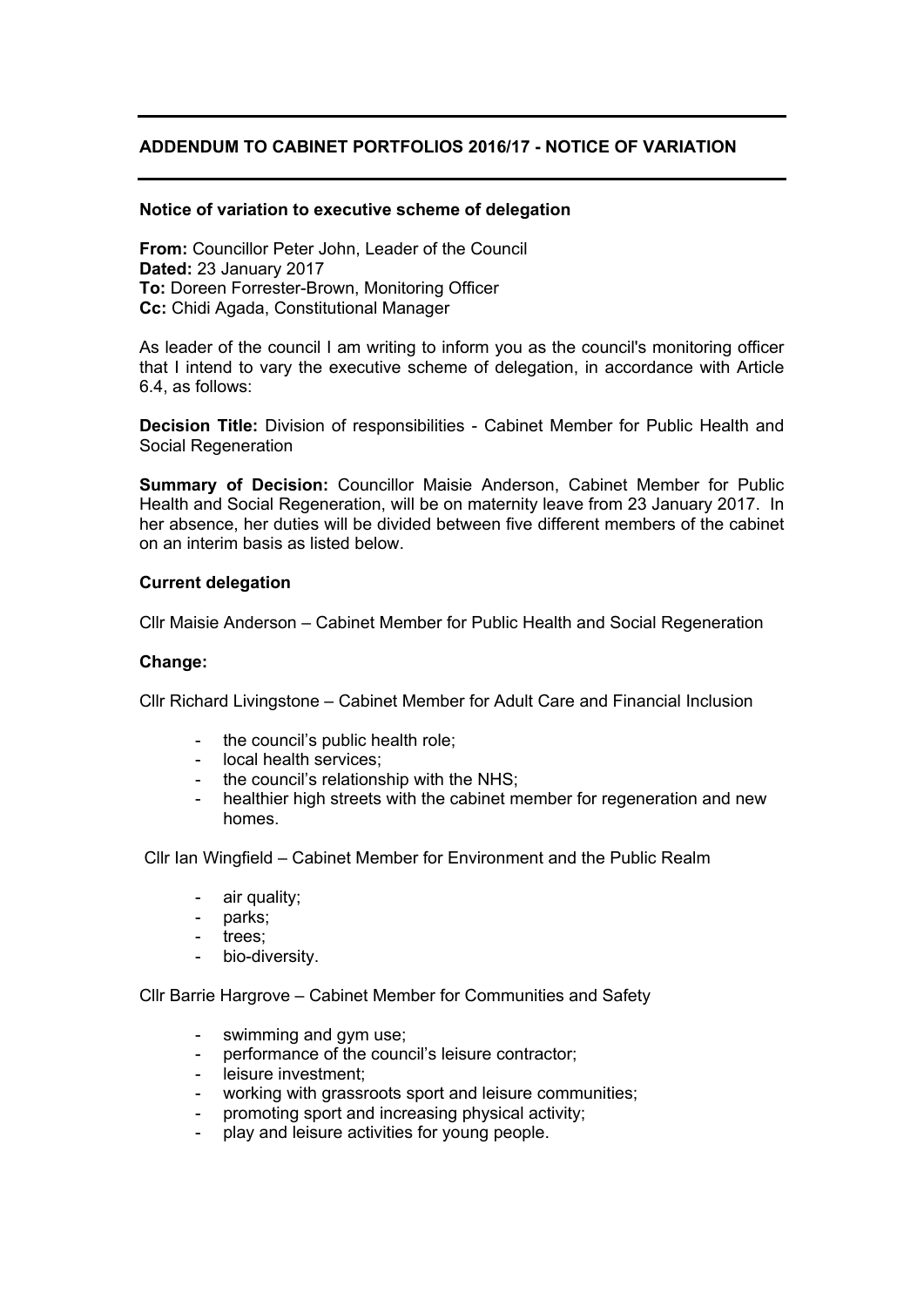## ADDENDUM TO CABINET PORTFOLIOS 2016/17 - NOTICE OF VARIATION

### Notice of variation to executive scheme of delegation

**From:** Councillor Peter John, Leader of the Council
**Dated:** 23 January 2017
**To:** Doreen Forrester-Brown, Monitoring Officer
**Cc:** Chidi Agada, Constitutional Manager

As leader of the council I am writing to inform you as the council's monitoring officer that I intend to vary the executive scheme of delegation, in accordance with Article 6.4, as follows:

**Decision Title:** Division of responsibilities - Cabinet Member for Public Health and Social Regeneration

**Summary of Decision:** Councillor Maisie Anderson, Cabinet Member for Public Health and Social Regeneration, will be on maternity leave from 23 January 2017. In her absence, her duties will be divided between five different members of the cabinet on an interim basis as listed below.

**Current delegation**

Cllr Maisie Anderson – Cabinet Member for Public Health and Social Regeneration

**Change:**

Cllr Richard Livingstone – Cabinet Member for Adult Care and Financial Inclusion

- the council's public health role;
- local health services;
- the council's relationship with the NHS;
- healthier high streets with the cabinet member for regeneration and new homes.

Cllr Ian Wingfield – Cabinet Member for Environment and the Public Realm

- air quality;
- parks;
- trees;
- bio-diversity.

Cllr Barrie Hargrove – Cabinet Member for Communities and Safety

- swimming and gym use;
- performance of the council's leisure contractor;
- leisure investment;
- working with grassroots sport and leisure communities;
- promoting sport and increasing physical activity;
- play and leisure activities for young people.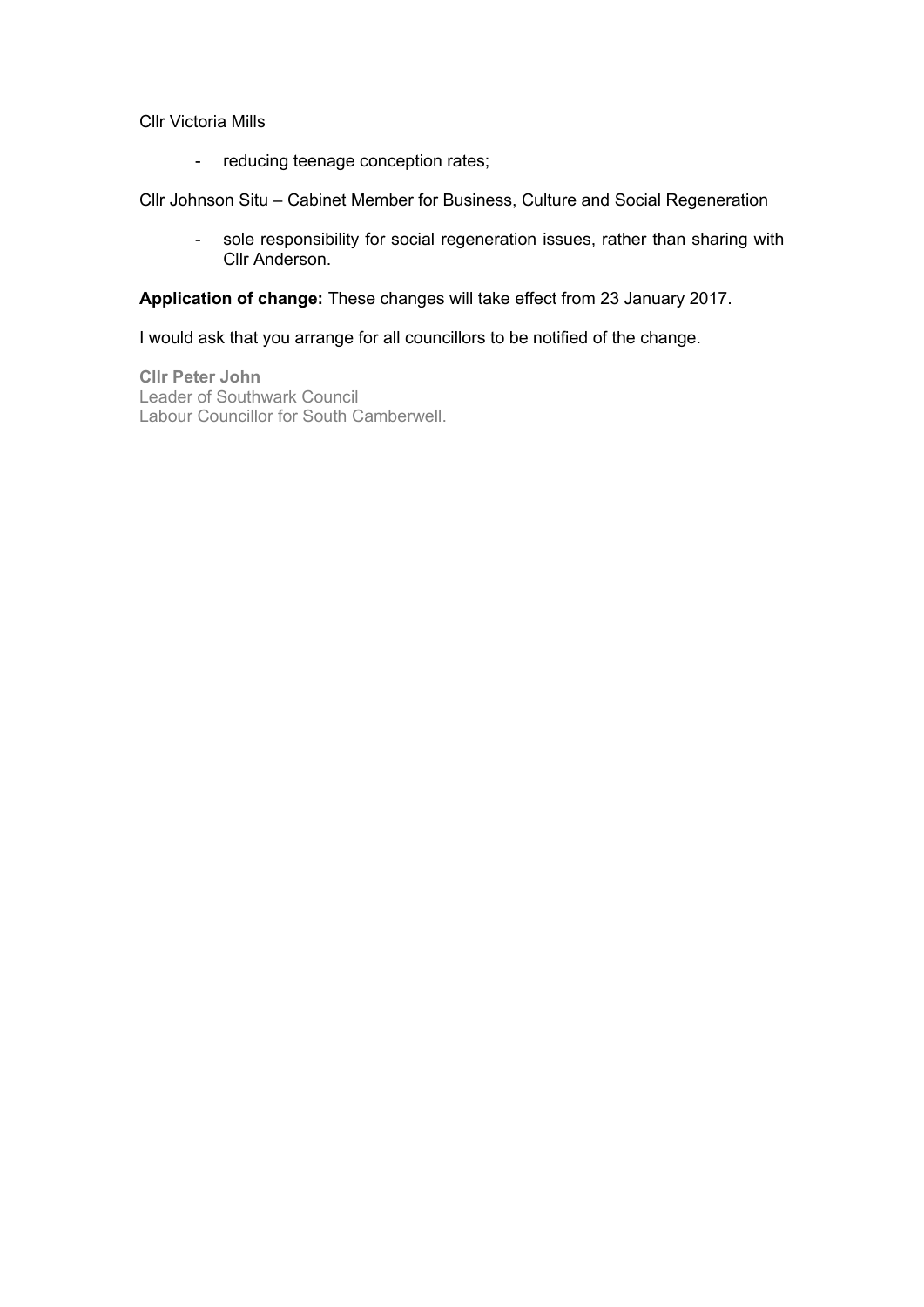Cllr Victoria Mills

- reducing teenage conception rates;

Cllr Johnson Situ – Cabinet Member for Business, Culture and Social Regeneration

- sole responsibility for social regeneration issues, rather than sharing with Cllr Anderson.

**Application of change:** These changes will take effect from 23 January 2017.

I would ask that you arrange for all councillors to be notified of the change.

**Cllr Peter John**
Leader of Southwark Council
Labour Councillor for South Camberwell.